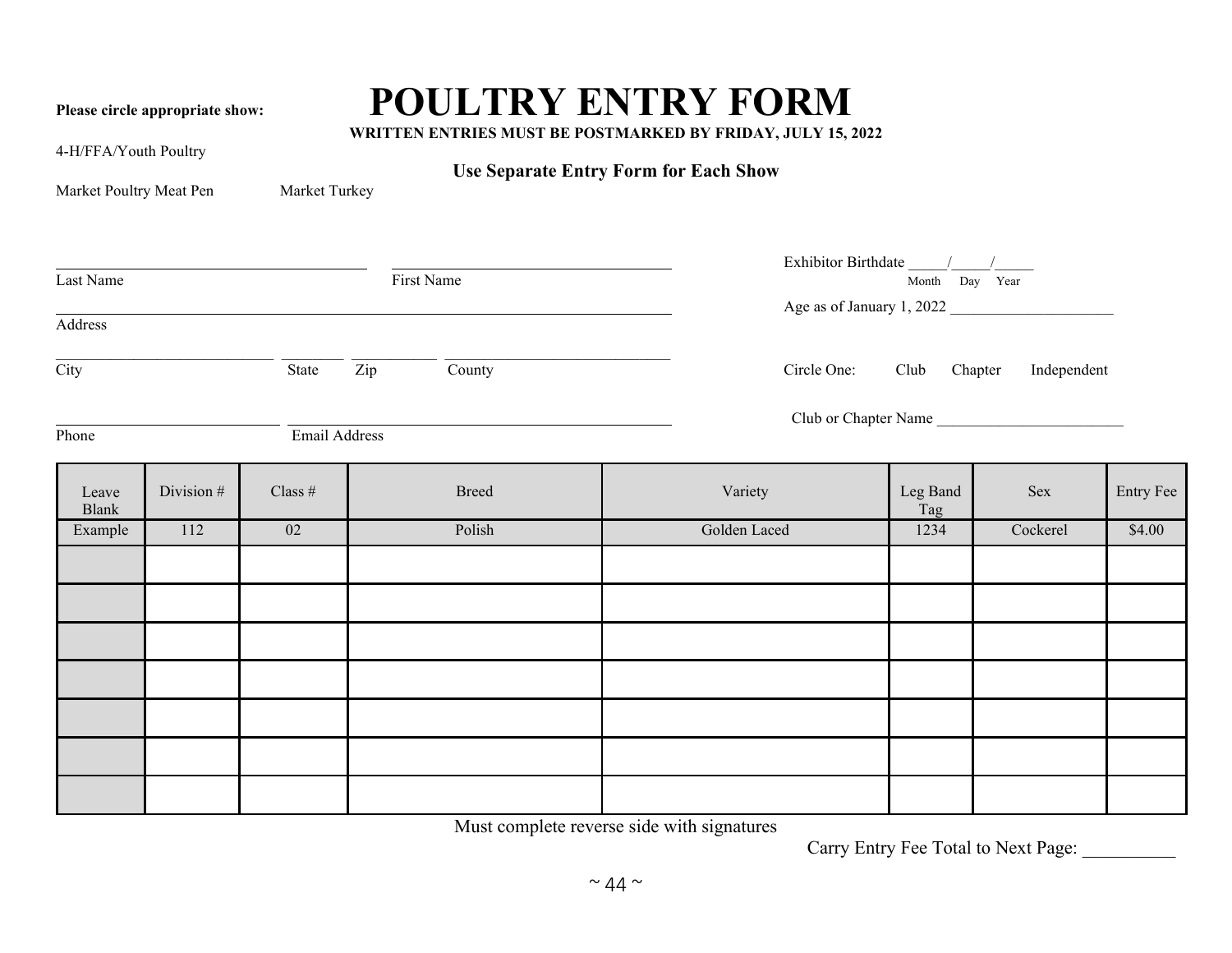Please circle appropriate show:

# POULTRY ENTRY FORM

**WRITTEN ENTRIES MUST BE POSTMARKED BY FRIDAY, JULY 15, 2022**

4-H/FFA/Youth Poultry

**Use Separate Entry Form for Each Show**

Market Poultry Meat Pen    Market Turkey

_________________________ Last Name    _________________________ First Name

Exhibitor Birthdate _____/_____/_____
Month Day Year

_________________________________________ Address

Age as of January 1, 2022 ____________________

____________ City    ______ State    ______ Zip    ____________ County

Circle One: Club Chapter Independent

____________ Phone    ________________________ Email Address

Club or Chapter Name ________________________

| Leave Blank | Division # | Class # | Breed | Variety | Leg Band Tag | Sex | Entry Fee |
|---|---|---|---|---|---|---|---|
| Example | 112 | 02 | Polish | Golden Laced | 1234 | Cockerel | $4.00 |
| | | | | | | | |
| | | | | | | | |
| | | | | | | | |
| | | | | | | | |
| | | | | | | | |
| | | | | | | | |
| | | | | | | | |

Must complete reverse side with signatures

Carry Entry Fee Total to Next Page: __________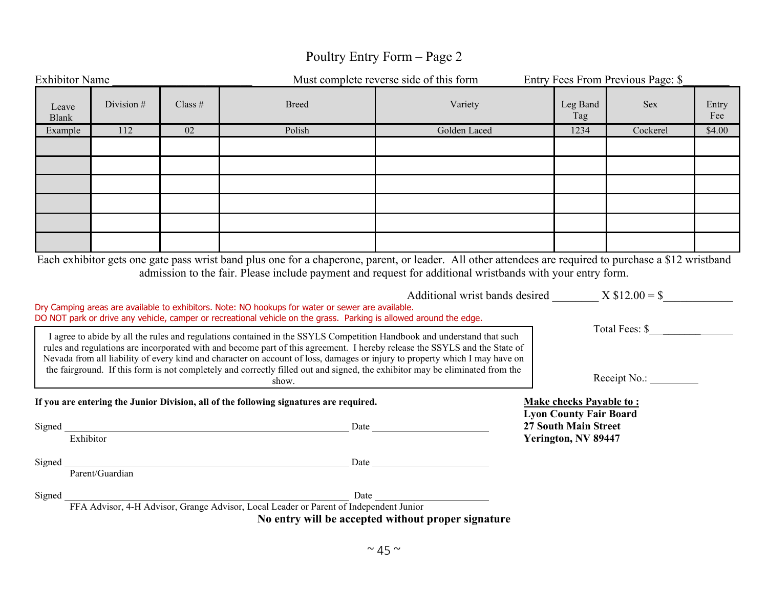# Poultry Entry Form – Page 2

Exhibitor Name ______________________ Must complete reverse side of this form Entry Fees From Previous Page: $ ________

| Leave Blank | Division # | Class # | Breed | Variety | Leg Band Tag | Sex | Entry Fee |
|---|---|---|---|---|---|---|---|
| Example | 112 | 02 | Polish | Golden Laced | 1234 | Cockerel | $4.00 |
| | | | | | | | |
| | | | | | | | |
| | | | | | | | |
| | | | | | | | |
| | | | | | | | |
| | | | | | | | |

Each exhibitor gets one gate pass wrist band plus one for a chaperone, parent, or leader. All other attendees are required to purchase a $12 wristband admission to the fair. Please include payment and request for additional wristbands with your entry form.

Additional wrist bands desired ________ X $12.00 = $____________

Dry Camping areas are available to exhibitors. Note: NO hookups for water or sewer are available.
DO NOT park or drive any vehicle, camper or recreational vehicle on the grass. Parking is allowed around the edge.

Total Fees: $______________

I agree to abide by all the rules and regulations contained in the SSYLS Competition Handbook and understand that such rules and regulations are incorporated with and become part of this agreement. I hereby release the SSYLS and the State of Nevada from all liability of every kind and character on account of loss, damages or injury to property which I may have on the fairground. If this form is not completely and correctly filled out and signed, the exhibitor may be eliminated from the show.

Receipt No.: _________

**If you are entering the Junior Division, all of the following signatures are required.**

**Make checks Payable to :**
**Lyon County Fair Board**
**27 South Main Street**
**Yerington, NV 89447**

Signed ______________________________________________ Date ____________________
Exhibitor

Signed ______________________________________________ Date ____________________
Parent/Guardian

Signed ______________________________________________ Date ____________________
FFA Advisor, 4-H Advisor, Grange Advisor, Local Leader or Parent of Independent Junior

**No entry will be accepted without proper signature**